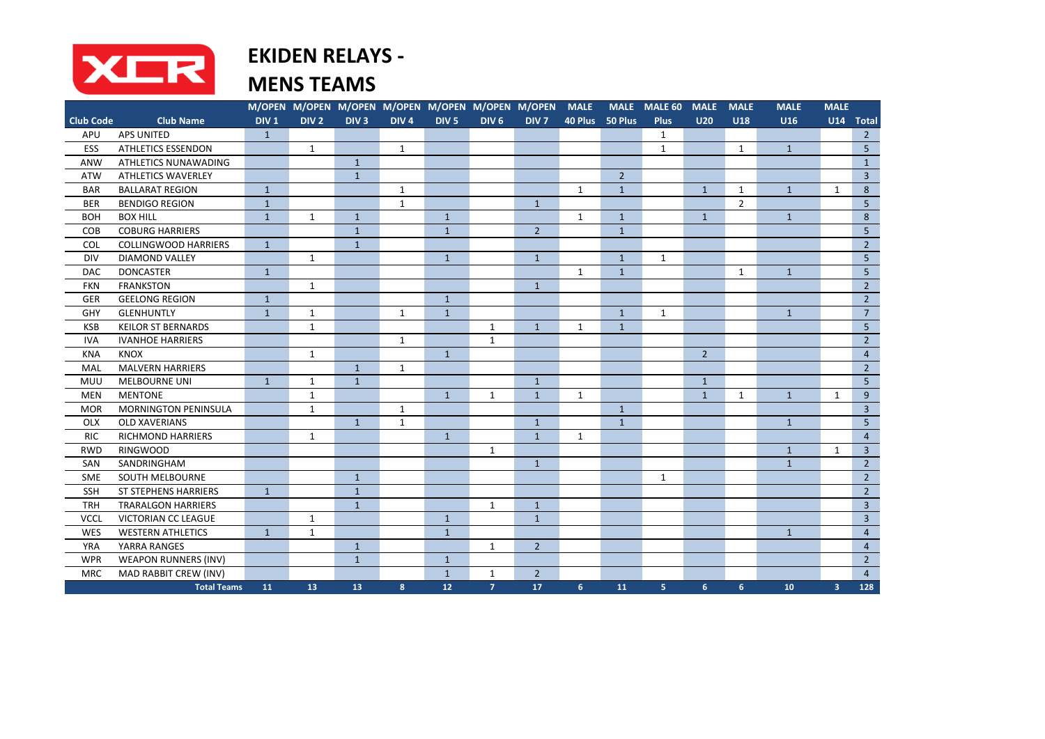# EKIDEN RELAYS -

# MENS TEAMS

| Club Code | Club Name | M/OPEN DIV 1 | M/OPEN DIV 2 | M/OPEN DIV 3 | M/OPEN DIV 4 | M/OPEN DIV 5 | M/OPEN DIV 6 | M/OPEN DIV 7 | MALE 40 Plus | MALE 50 Plus | MALE 60 Plus | MALE U20 | MALE U18 | MALE U16 | MALE U14 | Total |
|---|---|---|---|---|---|---|---|---|---|---|---|---|---|---|---|---|
| APU | APS UNITED | 1 | | | | | | | | | 1 | | | | | 2 |
| ESS | ATHLETICS ESSENDON | | 1 | | 1 | | | | | | 1 | | 1 | 1 | | 5 |
| ANW | ATHLETICS NUNAWADING | | | 1 | | | | | | | | | | | | 1 |
| ATW | ATHLETICS WAVERLEY | | | 1 | | | | | | 2 | | | | | | 3 |
| BAR | BALLARAT REGION | 1 | | | 1 | | | | 1 | 1 | | 1 | 1 | 1 | 1 | 8 |
| BER | BENDIGO REGION | 1 | | | 1 | | | 1 | | | | | 2 | | | 5 |
| BOH | BOX HILL | 1 | 1 | 1 | | 1 | | | 1 | 1 | | 1 | | 1 | | 8 |
| COB | COBURG HARRIERS | | | 1 | | 1 | | 2 | | 1 | | | | | | 5 |
| COL | COLLINGWOOD HARRIERS | 1 | | 1 | | | | | | | | | | | | 2 |
| DIV | DIAMOND VALLEY | | 1 | | | 1 | | 1 | | 1 | 1 | | | | | 5 |
| DAC | DONCASTER | 1 | | | | | | | 1 | 1 | | | 1 | 1 | | 5 |
| FKN | FRANKSTON | | 1 | | | | | 1 | | | | | | | | 2 |
| GER | GEELONG REGION | 1 | | | | 1 | | | | | | | | | | 2 |
| GHY | GLENHUNTLY | 1 | 1 | | 1 | 1 | | | | 1 | 1 | | | 1 | | 7 |
| KSB | KEILOR ST BERNARDS | | 1 | | | | 1 | 1 | 1 | 1 | | | | | | 5 |
| IVA | IVANHOE HARRIERS | | | | 1 | | 1 | | | | | | | | | 2 |
| KNA | KNOX | | 1 | | | 1 | | | | | | 2 | | | | 4 |
| MAL | MALVERN HARRIERS | | | 1 | 1 | | | | | | | | | | | 2 |
| MUU | MELBOURNE UNI | 1 | 1 | 1 | | | | 1 | | | | 1 | | | | 5 |
| MEN | MENTONE | | 1 | | | 1 | 1 | 1 | 1 | | | 1 | 1 | 1 | 1 | 9 |
| MOR | MORNINGTON PENINSULA | | 1 | | 1 | | | | | 1 | | | | | | 3 |
| OLX | OLD XAVERIANS | | | 1 | 1 | | | 1 | | 1 | | | | 1 | | 5 |
| RIC | RICHMOND HARRIERS | | 1 | | | 1 | | 1 | 1 | | | | | | | 4 |
| RWD | RINGWOOD | | | | | | 1 | | | | | | | 1 | 1 | 3 |
| SAN | SANDRINGHAM | | | | | | | 1 | | | | | | 1 | | 2 |
| SME | SOUTH MELBOURNE | | | 1 | | | | | | | 1 | | | | | 2 |
| SSH | ST STEPHENS HARRIERS | 1 | | 1 | | | | | | | | | | | | 2 |
| TRH | TRARALGON HARRIERS | | | 1 | | | 1 | 1 | | | | | | | | 3 |
| VCCL | VICTORIAN CC LEAGUE | | 1 | | | 1 | | 1 | | | | | | | | 3 |
| WES | WESTERN ATHLETICS | 1 | 1 | | | 1 | | | | | | | | 1 | | 4 |
| YRA | YARRA RANGES | | | 1 | | | 1 | 2 | | | | | | | | 4 |
| WPR | WEAPON RUNNERS (INV) | | | 1 | | 1 | | | | | | | | | | 2 |
| MRC | MAD RABBIT CREW (INV) | | | | | 1 | 1 | 2 | | | | | | | | 4 |
| | **Total Teams** | **11** | **13** | **13** | **8** | **12** | **7** | **17** | **6** | **11** | **5** | **6** | **6** | **10** | **3** | **128** |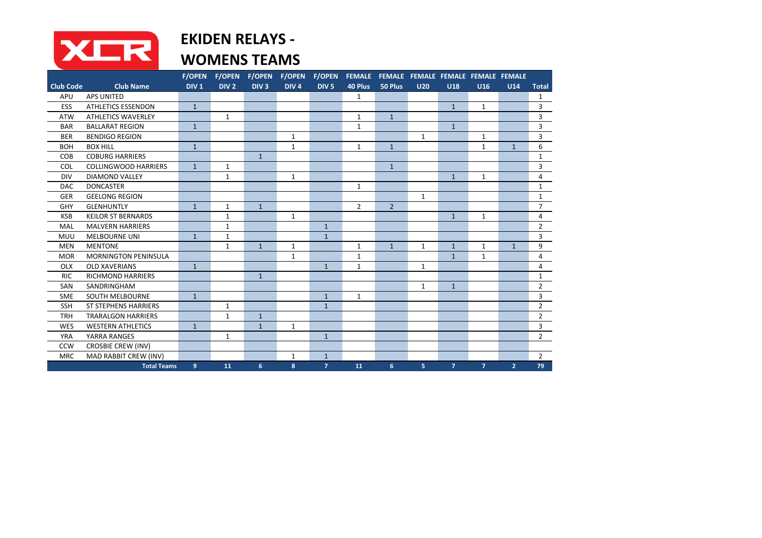# EKIDEN RELAYS - WOMENS TEAMS

| Club Code | Club Name | F/OPEN DIV 1 | F/OPEN DIV 2 | F/OPEN DIV 3 | F/OPEN DIV 4 | F/OPEN DIV 5 | FEMALE 40 Plus | FEMALE 50 Plus | FEMALE U20 | FEMALE U18 | FEMALE U16 | FEMALE U14 | Total |
|---|---|---|---|---|---|---|---|---|---|---|---|---|---|
| APU | APS UNITED | | | | | | 1 | | | | | | 1 |
| ESS | ATHLETICS ESSENDON | 1 | | | | | | | | 1 | 1 | | 3 |
| ATW | ATHLETICS WAVERLEY | | 1 | | | | 1 | 1 | | | | | 3 |
| BAR | BALLARAT REGION | 1 | | | | | 1 | | | 1 | | | 3 |
| BER | BENDIGO REGION | | | | 1 | | | | 1 | | 1 | | 3 |
| BOH | BOX HILL | 1 | | | 1 | | 1 | 1 | | | 1 | 1 | 6 |
| COB | COBURG HARRIERS | | | 1 | | | | | | | | | 1 |
| COL | COLLINGWOOD HARRIERS | 1 | 1 | | | | | 1 | | | | | 3 |
| DIV | DIAMOND VALLEY | | 1 | | 1 | | | | | 1 | 1 | | 4 |
| DAC | DONCASTER | | | | | | 1 | | | | | | 1 |
| GER | GEELONG REGION | | | | | | | | 1 | | | | 1 |
| GHY | GLENHUNTLY | 1 | 1 | 1 | | | 2 | 2 | | | | | 7 |
| KSB | KEILOR ST BERNARDS | | 1 | | 1 | | | | | 1 | 1 | | 4 |
| MAL | MALVERN HARRIERS | | 1 | | | 1 | | | | | | | 2 |
| MUU | MELBOURNE UNI | 1 | 1 | | | 1 | | | | | | | 3 |
| MEN | MENTONE | | 1 | 1 | 1 | | 1 | 1 | 1 | 1 | 1 | 1 | 9 |
| MOR | MORNINGTON PENINSULA | | | | 1 | | 1 | | | 1 | 1 | | 4 |
| OLX | OLD XAVERIANS | 1 | | | | 1 | 1 | | 1 | | | | 4 |
| RIC | RICHMOND HARRIERS | | | 1 | | | | | | | | | 1 |
| SAN | SANDRINGHAM | | | | | | | | 1 | 1 | | | 2 |
| SME | SOUTH MELBOURNE | 1 | | | | 1 | 1 | | | | | | 3 |
| SSH | ST STEPHENS HARRIERS | | 1 | | | 1 | | | | | | | 2 |
| TRH | TRARALGON HARRIERS | | 1 | 1 | | | | | | | | | 2 |
| WES | WESTERN ATHLETICS | 1 | | 1 | 1 | | | | | | | | 3 |
| YRA | YARRA RANGES | | 1 | | | 1 | | | | | | | 2 |
| CCW | CROSBIE CREW (INV) | | | | | | | | | | | | |
| MRC | MAD RABBIT CREW (INV) | | | | 1 | 1 | | | | | | | 2 |
| | **Total Teams** | **9** | **11** | **6** | **8** | **7** | **11** | **6** | **5** | **7** | **7** | **2** | **79** |